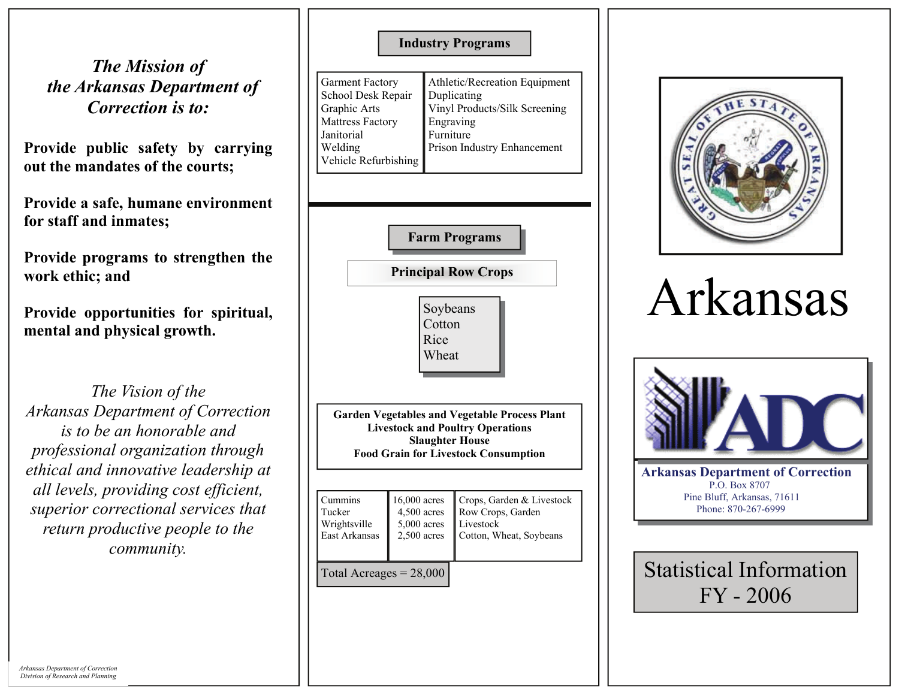## The Mission of the Arkansas Department of Correction is to:

**Provide public safety by carrying out the mandates of the courts;**

**Provide a safe, humane environment for staff and inmates;**

**Provide programs to strengthen the work ethic; and**

**Provide opportunities for spiritual, mental and physical growth.**

*The Vision of the Arkansas Department of Correction is to be an honorable and professional organization through ethical and innovative leadership at all levels, providing cost efficient, superior correctional services that return productive people to the community.*

*Arkansas Department of Correction*
*Division of Research and Planning*

## Industry Programs

| | |
|---|---|
| Garment Factory | Athletic/Recreation Equipment |
| School Desk Repair | Duplicating |
| Graphic Arts | Vinyl Products/Silk Screening |
| Mattress Factory | Engraving |
| Janitorial | Furniture |
| Welding | Prison Industry Enhancement |
| Vehicle Refurbishing | |

## Farm Programs

### Principal Row Crops

- Soybeans
- Cotton
- Rice
- Wheat

**Garden Vegetables and Vegetable Process Plant**
**Livestock and Poultry Operations**
**Slaughter House**
**Food Grain for Livestock Consumption**

| | | |
|---|---|---|
| Cummins | 16,000 acres | Crops, Garden & Livestock |
| Tucker | 4,500 acres | Row Crops, Garden |
| Wrightsville | 5,000 acres | Livestock |
| East Arkansas | 2,500 acres | Cotton, Wheat, Soybeans |
| Total Acreages = 28,000 | | |

# Arkansas

ADC

**Arkansas Department of Correction**
P.O. Box 8707
Pine Bluff, Arkansas, 71611
Phone: 870-267-6999

## Statistical Information FY - 2006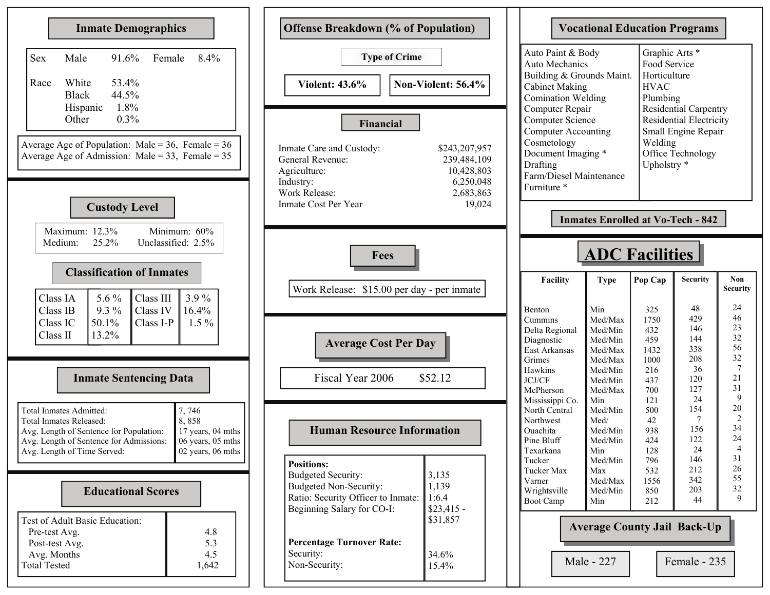## Inmate Demographics

| | | | | |
|---|---|---|---|---|
| Sex | Male | 91.6% | Female | 8.4% |
| Race | White | 53.4% | | |
| | Black | 44.5% | | |
| | Hispanic | 1.8% | | |
| | Other | 0.3% | | |

Average Age of Population: Male = 36, Female = 36
Average Age of Admission: Male = 33, Female = 35

## Custody Level

| | | | |
|---|---|---|---|
| Maximum: | 12.3% | Minimum: | 60% |
| Medium: | 25.2% | Unclassified: | 2.5% |

## Classification of Inmates

| | | | |
|---|---|---|---|
| Class IA | 5.6 % | Class III | 3.9 % |
| Class IB | 9.3 % | Class IV | 16.4% |
| Class IC | 50.1% | Class I-P | 1.5 % |
| Class II | 13.2% | | |

## Inmate Sentencing Data

| | |
|---|---|
| Total Inmates Admitted: | 7, 746 |
| Total Inmates Released: | 8, 858 |
| Avg. Length of Sentence for Population: | 17 years, 04 mths |
| Avg. Length of Sentence for Admissions: | 06 years, 05 mths |
| Avg. Length of Time Served: | 02 years, 06 mths |

## Educational Scores

| | |
|---|---|
| Test of Adult Basic Education: | |
| Pre-test Avg. | 4.8 |
| Post-test Avg. | 5.3 |
| Avg. Months | 4.5 |
| Total Tested | 1,642 |

## Offense Breakdown (% of Population)

**Type of Crime**

**Violent: 43.6%** | **Non-Violent: 56.4%**

## Financial

| | |
|---|---|
| Inmate Care and Custody: | $243,207,957 |
| General Revenue: | 239,484,109 |
| Agriculture: | 10,428,803 |
| Industry: | 6,250,048 |
| Work Release: | 2,683,863 |
| Inmate Cost Per Year | 19,024 |

## Fees

Work Release: $15.00 per day - per inmate

## Average Cost Per Day

Fiscal Year 2006 $52.12

## Human Resource Information

| | |
|---|---|
| **Positions:** | |
| Budgeted Security: | 3,135 |
| Budgeted Non-Security: | 1,139 |
| Ratio: Security Officer to Inmate: | 1:6.4 |
| Beginning Salary for CO-I: | $23,415 - $31,857 |
| **Percentage Turnover Rate:** | |
| Security: | 34.6% |
| Non-Security: | 15.4% |

## Vocational Education Programs

| | |
|---|---|
| Auto Paint & Body | Graphic Arts * |
| Auto Mechanics | Food Service |
| Building & Grounds Maint. | Horticulture |
| Cabinet Making | HVAC |
| Comination Welding | Plumbing |
| Computer Repair | Residential Carpentry |
| Computer Science | Residential Electricity |
| Computer Accounting | Small Engine Repair |
| Cosmetology | Welding |
| Document Imaging * | Office Technology |
| Drafting | Upholstry * |
| Farm/Diesel Maintenance | |
| Furniture * | |

**Inmates Enrolled at Vo-Tech - 842**

## ADC Facilities

| Facility | Type | Pop Cap | Security | Non Security |
|---|---|---|---|---|
| Benton | Min | 325 | 48 | 24 |
| Cummins | Med/Max | 1750 | 429 | 46 |
| Delta Regional | Med/Min | 432 | 146 | 23 |
| Diagnostic | Med/Min | 459 | 144 | 32 |
| East Arkansas | Med/Max | 1432 | 338 | 56 |
| Grimes | Med/Max | 1000 | 208 | 32 |
| Hawkins | Med/Min | 216 | 36 | 7 |
| JCJ/CF | Med/Min | 437 | 120 | 21 |
| McPherson | Med/Max | 700 | 127 | 31 |
| Mississippi Co. | Min | 121 | 24 | 9 |
| North Central | Med/Min | 500 | 154 | 20 |
| Northwest | Med/ | 42 | 7 | 2 |
| Ouachita | Med/Min | 938 | 156 | 34 |
| Pine Bluff | Med/Min | 424 | 122 | 24 |
| Texarkana | Min | 128 | 24 | 4 |
| Tucker | Med/Min | 796 | 146 | 31 |
| Tucker Max | Max | 532 | 212 | 26 |
| Varner | Med/Max | 1556 | 342 | 55 |
| Wrightsville | Med/Min | 850 | 203 | 32 |
| Boot Camp | Min | 212 | 44 | 9 |

## Average County Jail Back-Up

Male - 227 | Female - 235